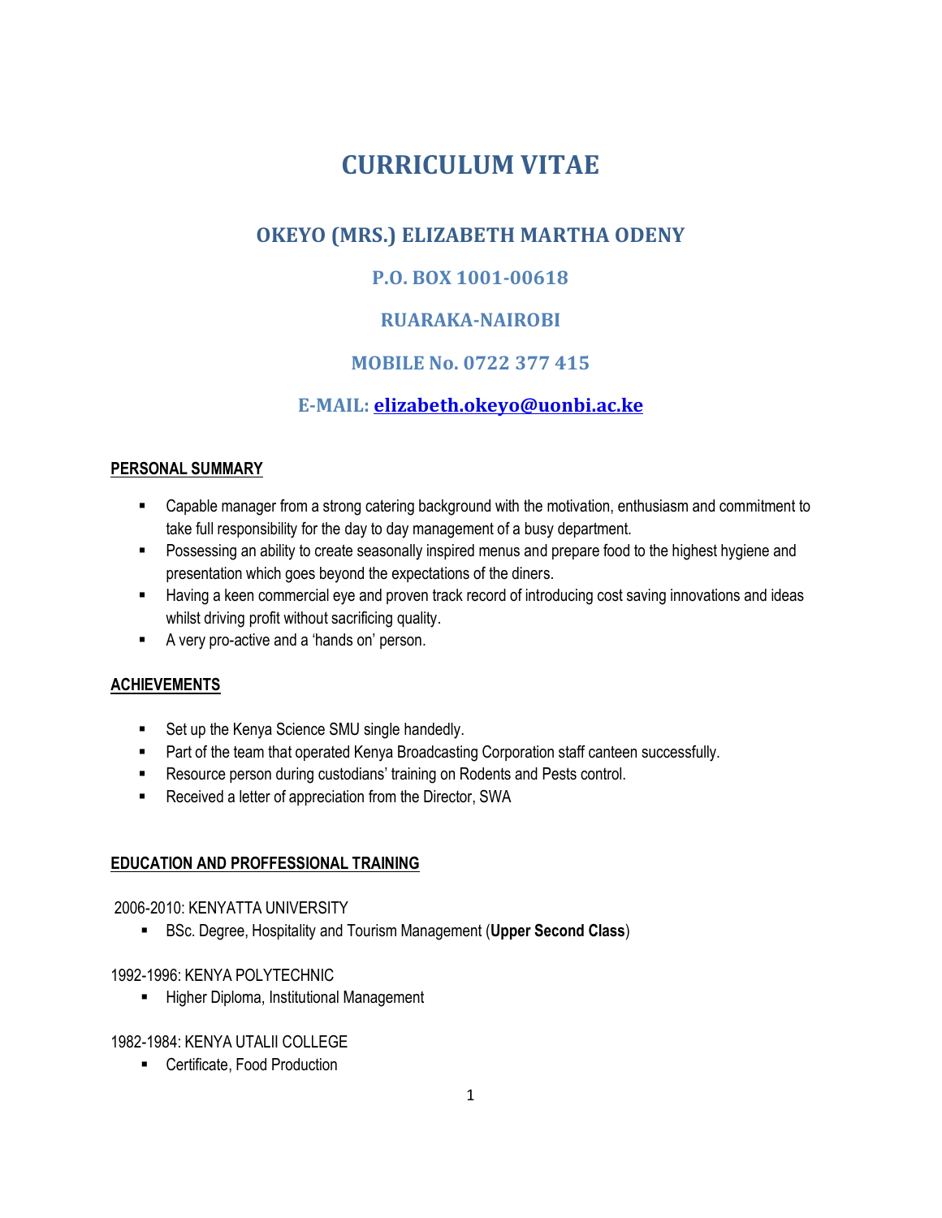# CURRICULUM VITAE

## OKEYO (MRS.) ELIZABETH MARTHA ODENY

### P.O. BOX 1001-00618

### RUARAKA-NAIROBI

### MOBILE No. 0722 377 415

### E-MAIL: elizabeth.okeyo@uonbi.ac.ke

**PERSONAL SUMMARY**

- Capable manager from a strong catering background with the motivation, enthusiasm and commitment to take full responsibility for the day to day management of a busy department.
- Possessing an ability to create seasonally inspired menus and prepare food to the highest hygiene and presentation which goes beyond the expectations of the diners.
- Having a keen commercial eye and proven track record of introducing cost saving innovations and ideas whilst driving profit without sacrificing quality.
- A very pro-active and a 'hands on' person.

**ACHIEVEMENTS**

- Set up the Kenya Science SMU single handedly.
- Part of the team that operated Kenya Broadcasting Corporation staff canteen successfully.
- Resource person during custodians' training on Rodents and Pests control.
- Received a letter of appreciation from the Director, SWA

**EDUCATION AND PROFFESSIONAL TRAINING**

2006-2010: KENYATTA UNIVERSITY

- BSc. Degree, Hospitality and Tourism Management (**Upper Second Class**)

1992-1996: KENYA POLYTECHNIC

- Higher Diploma, Institutional Management

1982-1984: KENYA UTALII COLLEGE

- Certificate, Food Production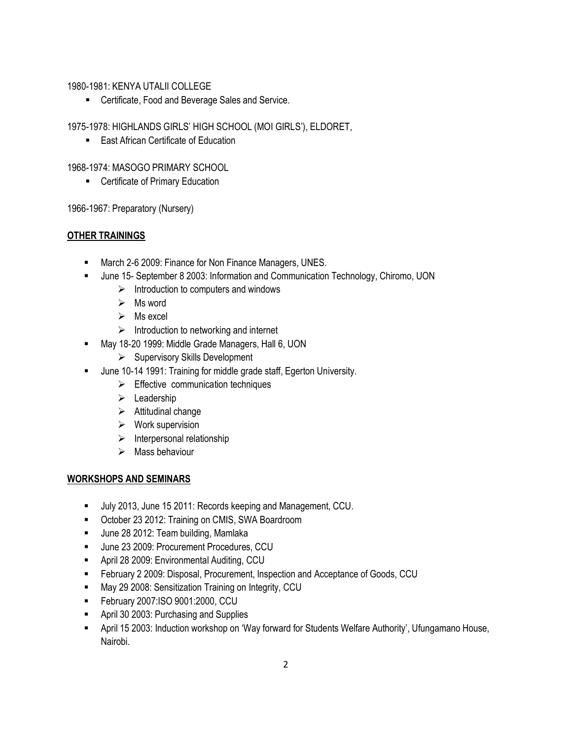1980-1981: KENYA UTALII COLLEGE

- Certificate, Food and Beverage Sales and Service.

1975-1978: HIGHLANDS GIRLS' HIGH SCHOOL (MOI GIRLS'), ELDORET,

- East African Certificate of Education

1968-1974: MASOGO PRIMARY SCHOOL

- Certificate of Primary Education

1966-1967: Preparatory (Nursery)

## **OTHER TRAININGS**

- March 2-6 2009: Finance for Non Finance Managers, UNES.
- June 15- September 8 2003: Information and Communication Technology, Chiromo, UON
  - Introduction to computers and windows
  - Ms word
  - Ms excel
  - Introduction to networking and internet
- May 18-20 1999: Middle Grade Managers, Hall 6, UON
  - Supervisory Skills Development
- June 10-14 1991: Training for middle grade staff, Egerton University.
  - Effective communication techniques
  - Leadership
  - Attitudinal change
  - Work supervision
  - Interpersonal relationship
  - Mass behaviour

## **WORKSHOPS AND SEMINARS**

- July 2013, June 15 2011: Records keeping and Management, CCU.
- October 23 2012: Training on CMIS, SWA Boardroom
- June 28 2012: Team building, Mamlaka
- June 23 2009: Procurement Procedures, CCU
- April 28 2009: Environmental Auditing, CCU
- February 2 2009: Disposal, Procurement, Inspection and Acceptance of Goods, CCU
- May 29 2008: Sensitization Training on Integrity, CCU
- February 2007:ISO 9001:2000, CCU
- April 30 2003: Purchasing and Supplies
- April 15 2003: Induction workshop on 'Way forward for Students Welfare Authority', Ufungamano House, Nairobi.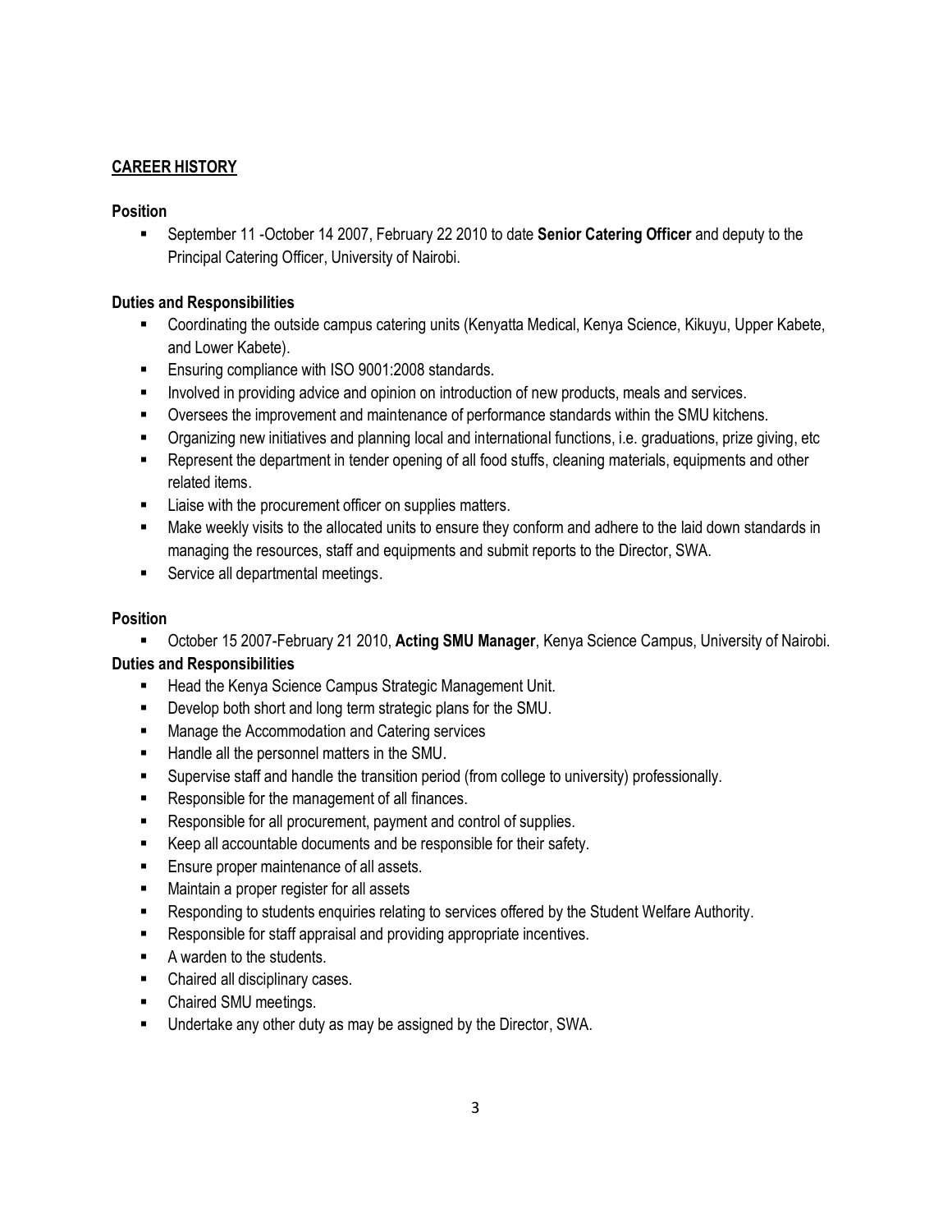## CAREER HISTORY

**Position**

- September 11 -October 14 2007, February 22 2010 to date **Senior Catering Officer** and deputy to the Principal Catering Officer, University of Nairobi.

**Duties and Responsibilities**

- Coordinating the outside campus catering units (Kenyatta Medical, Kenya Science, Kikuyu, Upper Kabete, and Lower Kabete).
- Ensuring compliance with ISO 9001:2008 standards.
- Involved in providing advice and opinion on introduction of new products, meals and services.
- Oversees the improvement and maintenance of performance standards within the SMU kitchens.
- Organizing new initiatives and planning local and international functions, i.e. graduations, prize giving, etc
- Represent the department in tender opening of all food stuffs, cleaning materials, equipments and other related items.
- Liaise with the procurement officer on supplies matters.
- Make weekly visits to the allocated units to ensure they conform and adhere to the laid down standards in managing the resources, staff and equipments and submit reports to the Director, SWA.
- Service all departmental meetings.

**Position**

- October 15 2007-February 21 2010, **Acting SMU Manager**, Kenya Science Campus, University of Nairobi.

**Duties and Responsibilities**

- Head the Kenya Science Campus Strategic Management Unit.
- Develop both short and long term strategic plans for the SMU.
- Manage the Accommodation and Catering services
- Handle all the personnel matters in the SMU.
- Supervise staff and handle the transition period (from college to university) professionally.
- Responsible for the management of all finances.
- Responsible for all procurement, payment and control of supplies.
- Keep all accountable documents and be responsible for their safety.
- Ensure proper maintenance of all assets.
- Maintain a proper register for all assets
- Responding to students enquiries relating to services offered by the Student Welfare Authority.
- Responsible for staff appraisal and providing appropriate incentives.
- A warden to the students.
- Chaired all disciplinary cases.
- Chaired SMU meetings.
- Undertake any other duty as may be assigned by the Director, SWA.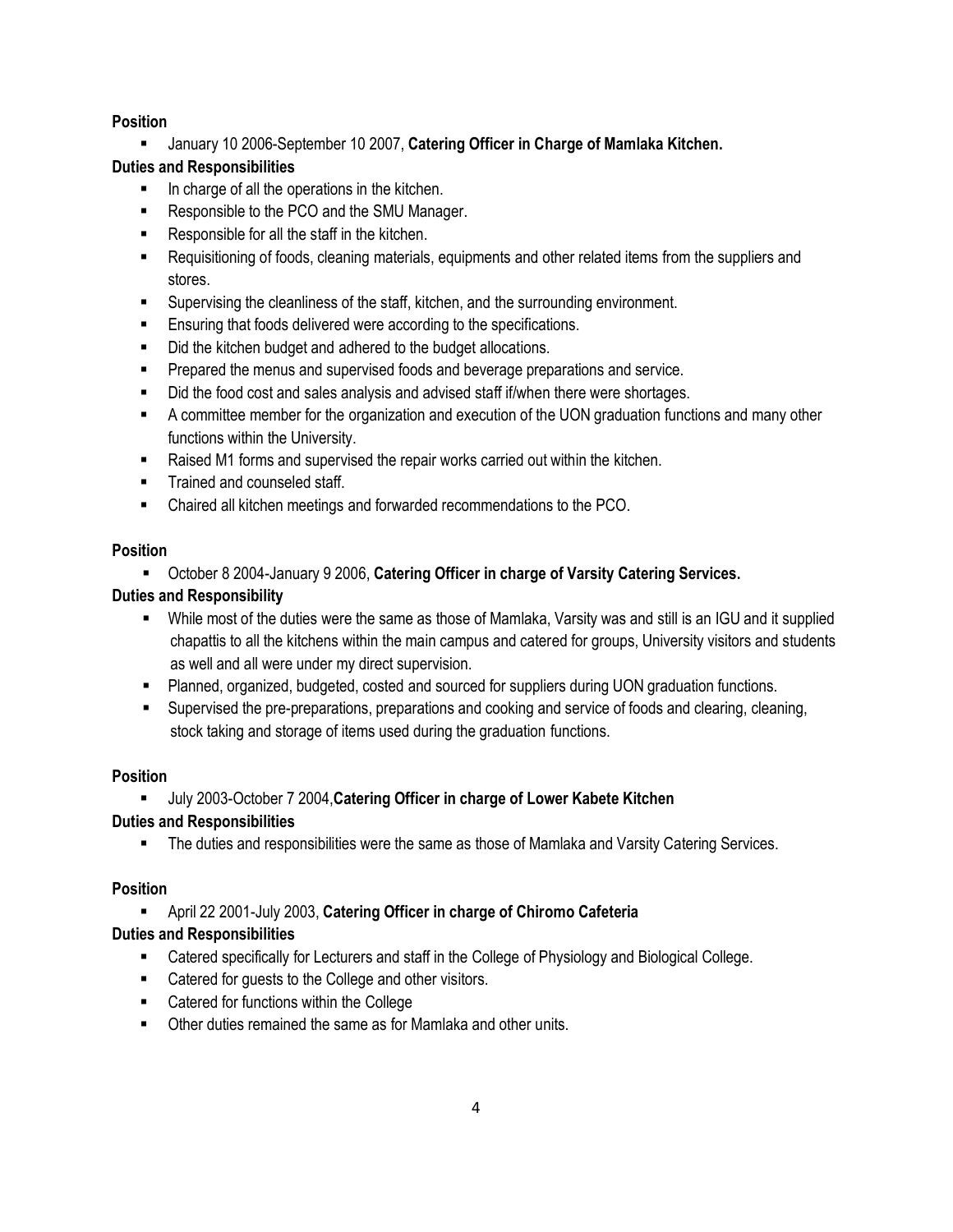**Position**

- January 10 2006-September 10 2007, **Catering Officer in Charge of Mamlaka Kitchen.**

**Duties and Responsibilities**

- In charge of all the operations in the kitchen.
- Responsible to the PCO and the SMU Manager.
- Responsible for all the staff in the kitchen.
- Requisitioning of foods, cleaning materials, equipments and other related items from the suppliers and stores.
- Supervising the cleanliness of the staff, kitchen, and the surrounding environment.
- Ensuring that foods delivered were according to the specifications.
- Did the kitchen budget and adhered to the budget allocations.
- Prepared the menus and supervised foods and beverage preparations and service.
- Did the food cost and sales analysis and advised staff if/when there were shortages.
- A committee member for the organization and execution of the UON graduation functions and many other functions within the University.
- Raised M1 forms and supervised the repair works carried out within the kitchen.
- Trained and counseled staff.
- Chaired all kitchen meetings and forwarded recommendations to the PCO.

**Position**

- October 8 2004-January 9 2006, **Catering Officer in charge of Varsity Catering Services.**

**Duties and Responsibility**

- While most of the duties were the same as those of Mamlaka, Varsity was and still is an IGU and it supplied chapattis to all the kitchens within the main campus and catered for groups, University visitors and students as well and all were under my direct supervision.
- Planned, organized, budgeted, costed and sourced for suppliers during UON graduation functions.
- Supervised the pre-preparations, preparations and cooking and service of foods and clearing, cleaning, stock taking and storage of items used during the graduation functions.

**Position**

- July 2003-October 7 2004,**Catering Officer in charge of Lower Kabete Kitchen**

**Duties and Responsibilities**

- The duties and responsibilities were the same as those of Mamlaka and Varsity Catering Services.

**Position**

- April 22 2001-July 2003, **Catering Officer in charge of Chiromo Cafeteria**

**Duties and Responsibilities**

- Catered specifically for Lecturers and staff in the College of Physiology and Biological College.
- Catered for guests to the College and other visitors.
- Catered for functions within the College
- Other duties remained the same as for Mamlaka and other units.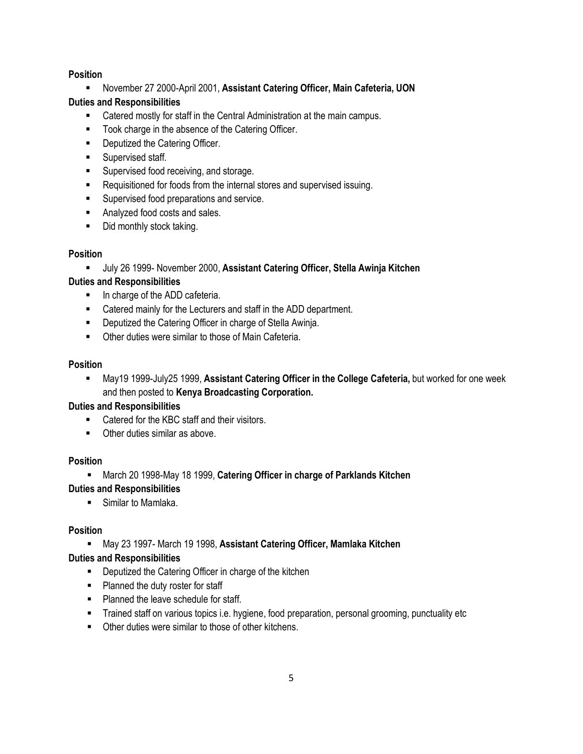**Position**

- November 27 2000-April 2001, **Assistant Catering Officer, Main Cafeteria, UON**

**Duties and Responsibilities**

- Catered mostly for staff in the Central Administration at the main campus.
- Took charge in the absence of the Catering Officer.
- Deputized the Catering Officer.
- Supervised staff.
- Supervised food receiving, and storage.
- Requisitioned for foods from the internal stores and supervised issuing.
- Supervised food preparations and service.
- Analyzed food costs and sales.
- Did monthly stock taking.

**Position**

- July 26 1999- November 2000, **Assistant Catering Officer, Stella Awinja Kitchen**

**Duties and Responsibilities**

- In charge of the ADD cafeteria.
- Catered mainly for the Lecturers and staff in the ADD department.
- Deputized the Catering Officer in charge of Stella Awinja.
- Other duties were similar to those of Main Cafeteria.

**Position**

- May19 1999-July25 1999, **Assistant Catering Officer in the College Cafeteria,** but worked for one week and then posted to **Kenya Broadcasting Corporation.**

**Duties and Responsibilities**

- Catered for the KBC staff and their visitors.
- Other duties similar as above.

**Position**

- March 20 1998-May 18 1999, **Catering Officer in charge of Parklands Kitchen**

**Duties and Responsibilities**

- Similar to Mamlaka.

**Position**

- May 23 1997- March 19 1998, **Assistant Catering Officer, Mamlaka Kitchen**

**Duties and Responsibilities**

- Deputized the Catering Officer in charge of the kitchen
- Planned the duty roster for staff
- Planned the leave schedule for staff.
- Trained staff on various topics i.e. hygiene, food preparation, personal grooming, punctuality etc
- Other duties were similar to those of other kitchens.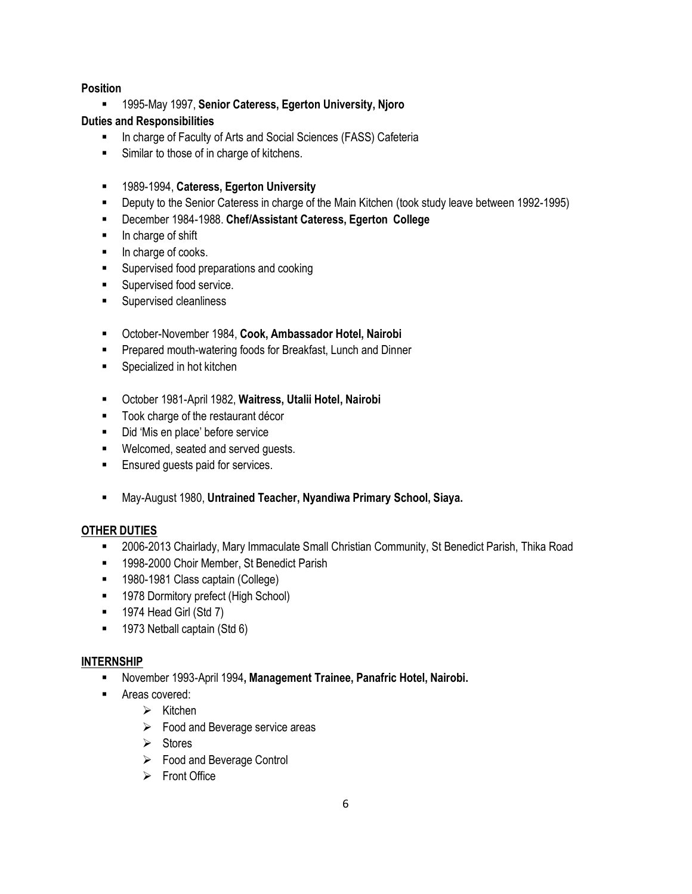**Position**

- 1995-May 1997, **Senior Cateress, Egerton University, Njoro**

**Duties and Responsibilities**

- In charge of Faculty of Arts and Social Sciences (FASS) Cafeteria
- Similar to those of in charge of kitchens.

- 1989-1994, **Cateress, Egerton University**
- Deputy to the Senior Cateress in charge of the Main Kitchen (took study leave between 1992-1995)
- December 1984-1988. **Chef/Assistant Cateress, Egerton College**
- In charge of shift
- In charge of cooks.
- Supervised food preparations and cooking
- Supervised food service.
- Supervised cleanliness

- October-November 1984, **Cook, Ambassador Hotel, Nairobi**
- Prepared mouth-watering foods for Breakfast, Lunch and Dinner
- Specialized in hot kitchen

- October 1981-April 1982, **Waitress, Utalii Hotel, Nairobi**
- Took charge of the restaurant décor
- Did 'Mis en place' before service
- Welcomed, seated and served guests.
- Ensured guests paid for services.

- May-August 1980, **Untrained Teacher, Nyandiwa Primary School, Siaya.**

## OTHER DUTIES

- 2006-2013 Chairlady, Mary Immaculate Small Christian Community, St Benedict Parish, Thika Road
- 1998-2000 Choir Member, St Benedict Parish
- 1980-1981 Class captain (College)
- 1978 Dormitory prefect (High School)
- 1974 Head Girl (Std 7)
- 1973 Netball captain (Std 6)

## INTERNSHIP

- November 1993-April 1994**, Management Trainee, Panafric Hotel, Nairobi.**
- Areas covered:
    - Kitchen
    - Food and Beverage service areas
    - Stores
    - Food and Beverage Control
    - Front Office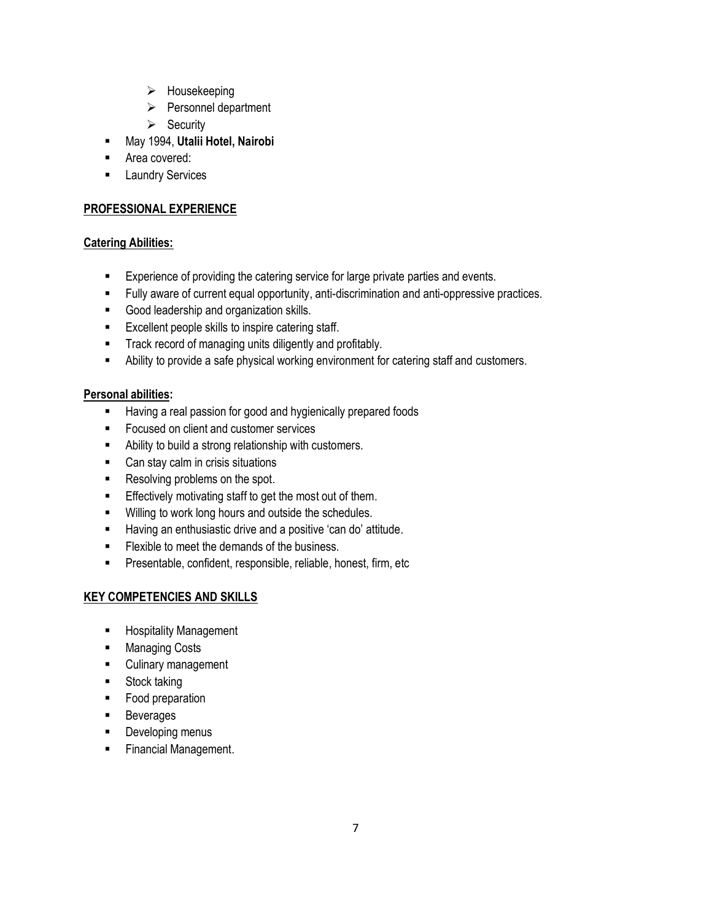- Housekeeping
    - Personnel department
    - Security
- May 1994, **Utalii Hotel, Nairobi**
- Area covered:
- Laundry Services

**PROFESSIONAL EXPERIENCE**

**Catering Abilities:**

- Experience of providing the catering service for large private parties and events.
- Fully aware of current equal opportunity, anti-discrimination and anti-oppressive practices.
- Good leadership and organization skills.
- Excellent people skills to inspire catering staff.
- Track record of managing units diligently and profitably.
- Ability to provide a safe physical working environment for catering staff and customers.

**Personal abilities:**

- Having a real passion for good and hygienically prepared foods
- Focused on client and customer services
- Ability to build a strong relationship with customers.
- Can stay calm in crisis situations
- Resolving problems on the spot.
- Effectively motivating staff to get the most out of them.
- Willing to work long hours and outside the schedules.
- Having an enthusiastic drive and a positive 'can do' attitude.
- Flexible to meet the demands of the business.
- Presentable, confident, responsible, reliable, honest, firm, etc

**KEY COMPETENCIES AND SKILLS**

- Hospitality Management
- Managing Costs
- Culinary management
- Stock taking
- Food preparation
- Beverages
- Developing menus
- Financial Management.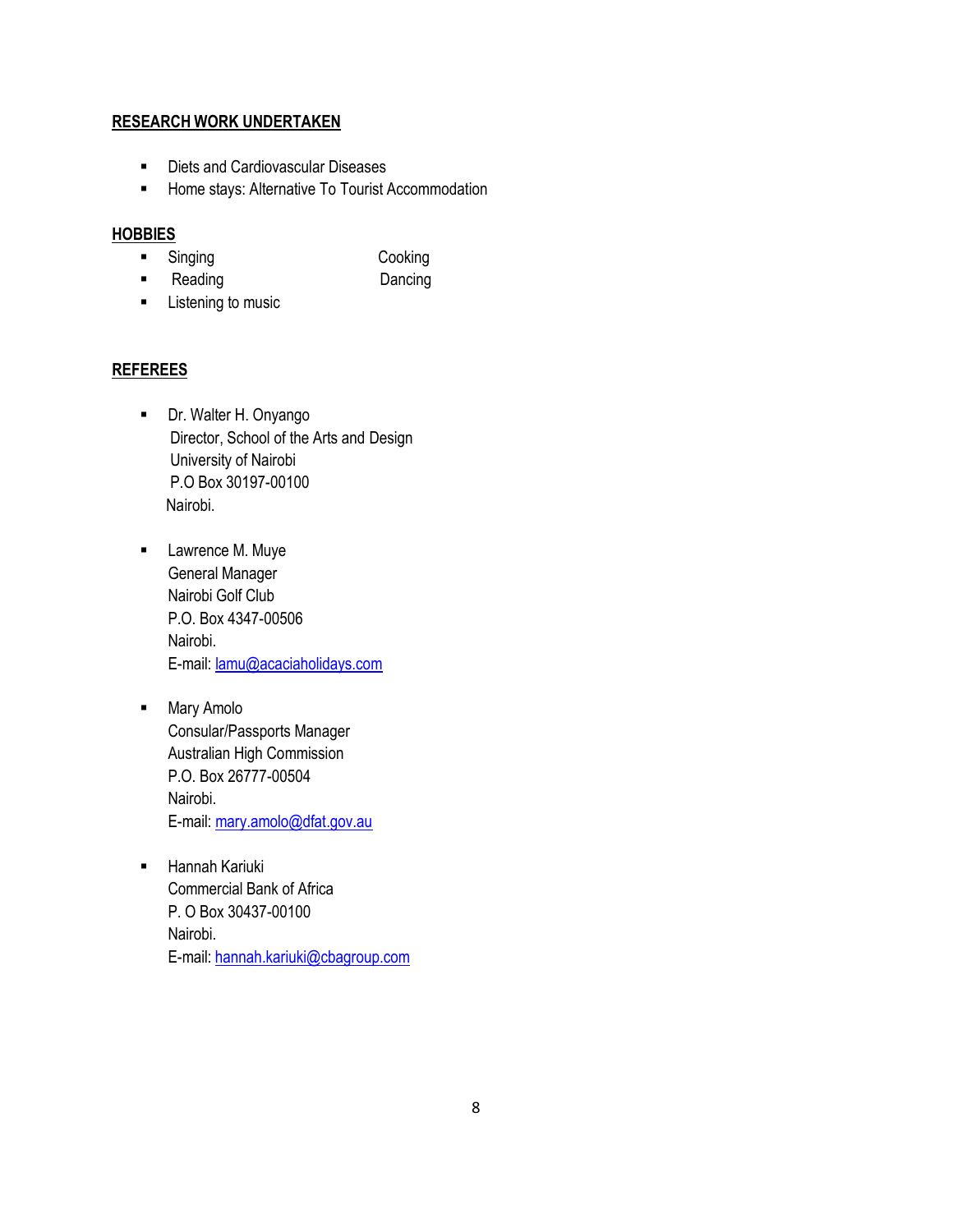## RESEARCH WORK UNDERTAKEN

- Diets and Cardiovascular Diseases
- Home stays: Alternative To Tourist Accommodation

## HOBBIES

- Singing
- Reading
- Listening to music
- Cooking
- Dancing

## REFEREES

- Dr. Walter H. Onyango
  Director, School of the Arts and Design
  University of Nairobi
  P.O Box 30197-00100
  Nairobi.

- Lawrence M. Muye
  General Manager
  Nairobi Golf Club
  P.O. Box 4347-00506
  Nairobi.
  E-mail: lamu@acaciaholidays.com

- Mary Amolo
  Consular/Passports Manager
  Australian High Commission
  P.O. Box 26777-00504
  Nairobi.
  E-mail: mary.amolo@dfat.gov.au

- Hannah Kariuki
  Commercial Bank of Africa
  P. O Box 30437-00100
  Nairobi.
  E-mail: hannah.kariuki@cbagroup.com